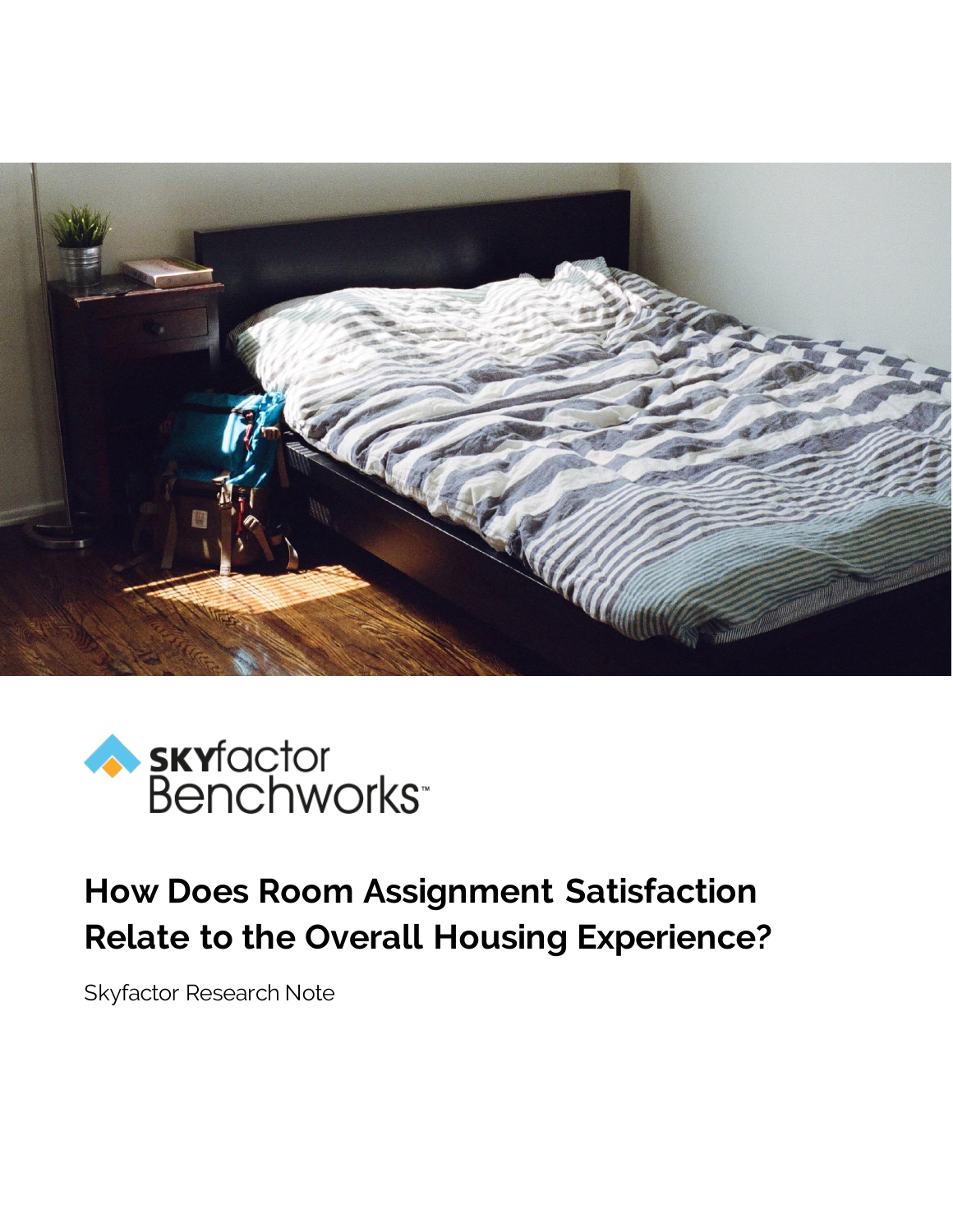skyfactor Benchworks™

# How Does Room Assignment Satisfaction Relate to the Overall Housing Experience?

Skyfactor Research Note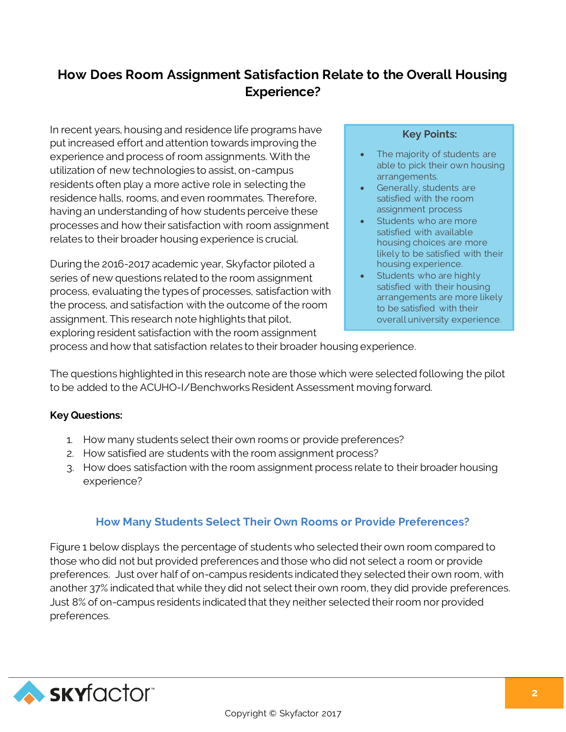# How Does Room Assignment Satisfaction Relate to the Overall Housing Experience?

In recent years, housing and residence life programs have put increased effort and attention towards improving the experience and process of room assignments. With the utilization of new technologies to assist, on-campus residents often play a more active role in selecting the residence halls, rooms, and even roommates. Therefore, having an understanding of how students perceive these processes and how their satisfaction with room assignment relates to their broader housing experience is crucial.

During the 2016-2017 academic year, Skyfactor piloted a series of new questions related to the room assignment process, evaluating the types of processes, satisfaction with the process, and satisfaction with the outcome of the room assignment. This research note highlights that pilot, exploring resident satisfaction with the room assignment process and how that satisfaction relates to their broader housing experience.

**Key Points:**

- The majority of students are able to pick their own housing arrangements.
- Generally, students are satisfied with the room assignment process
- Students who are more satisfied with available housing choices are more likely to be satisfied with their housing experience.
- Students who are highly satisfied with their housing arrangements are more likely to be satisfied with their overall university experience.

The questions highlighted in this research note are those which were selected following the pilot to be added to the ACUHO-I/Benchworks Resident Assessment moving forward.

**Key Questions:**

1. How many students select their own rooms or provide preferences?
2. How satisfied are students with the room assignment process?
3. How does satisfaction with the room assignment process relate to their broader housing experience?

## How Many Students Select Their Own Rooms or Provide Preferences?

Figure 1 below displays the percentage of students who selected their own room compared to those who did not but provided preferences and those who did not select a room or provide preferences. Just over half of on-campus residents indicated they selected their own room, with another 37% indicated that while they did not select their own room, they did provide preferences. Just 8% of on-campus residents indicated that they neither selected their room nor provided preferences.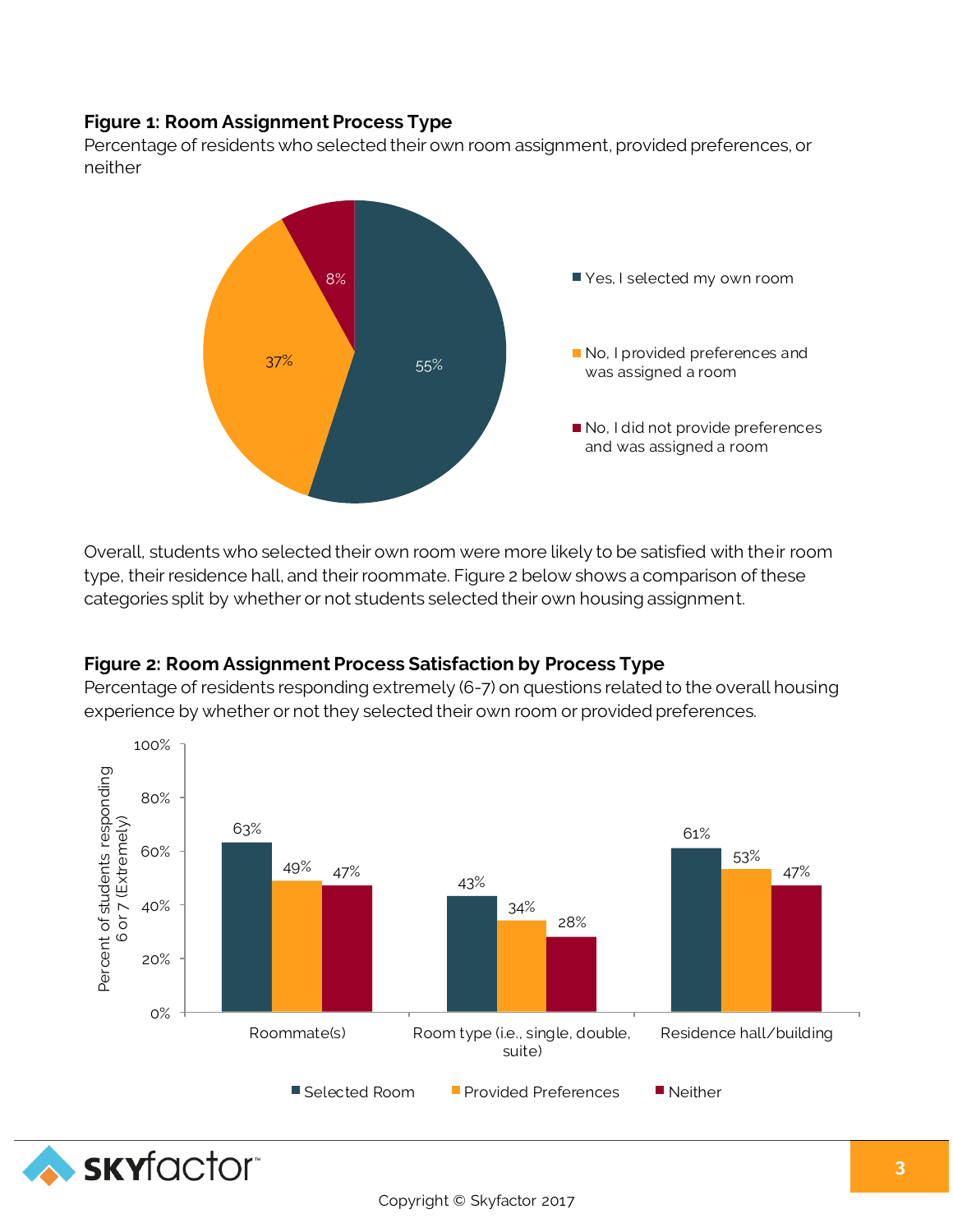**Figure 1: Room Assignment Process Type**

Percentage of residents who selected their own room assignment, provided preferences, or neither

| Response | Percentage |
|---|---|
| Yes, I selected my own room | 55% |
| No, I provided preferences and was assigned a room | 37% |
| No, I did not provide preferences and was assigned a room | 8% |

Overall, students who selected their own room were more likely to be satisfied with their room type, their residence hall, and their roommate. Figure 2 below shows a comparison of these categories split by whether or not students selected their own housing assignment.

**Figure 2: Room Assignment Process Satisfaction by Process Type**

Percentage of residents responding extremely (6-7) on questions related to the overall housing experience by whether or not they selected their own room or provided preferences.

| Percent of students responding 6 or 7 (Extremely) | Selected Room | Provided Preferences | Neither |
|---|---|---|---|
| Roommate(s) | 63% | 49% | 47% |
| Room type (i.e., single, double, suite) | 43% | 34% | 28% |
| Residence hall/building | 61% | 53% | 47% |

Copyright © Skyfactor 2017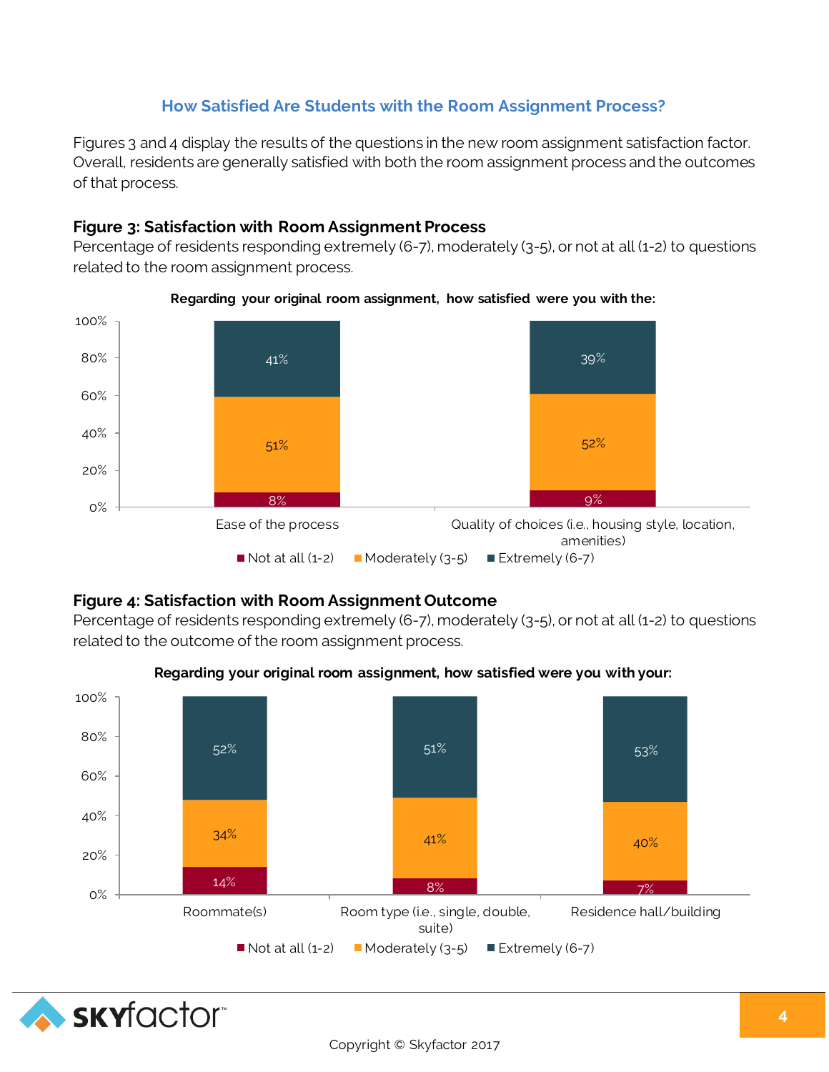## How Satisfied Are Students with the Room Assignment Process?

Figures 3 and 4 display the results of the questions in the new room assignment satisfaction factor. Overall, residents are generally satisfied with both the room assignment process and the outcomes of that process.

### Figure 3: Satisfaction with Room Assignment Process

Percentage of residents responding extremely (6-7), moderately (3-5), or not at all (1-2) to questions related to the room assignment process.

**Regarding your original room assignment, how satisfied were you with the:**

| | Not at all (1-2) | Moderately (3-5) | Extremely (6-7) |
|---|---|---|---|
| Ease of the process | 8% | 51% | 41% |
| Quality of choices (i.e., housing style, location, amenities) | 9% | 52% | 39% |

### Figure 4: Satisfaction with Room Assignment Outcome

Percentage of residents responding extremely (6-7), moderately (3-5), or not at all (1-2) to questions related to the outcome of the room assignment process.

**Regarding your original room assignment, how satisfied were you with your:**

| | Not at all (1-2) | Moderately (3-5) | Extremely (6-7) |
|---|---|---|---|
| Roommate(s) | 14% | 34% | 52% |
| Room type (i.e., single, double, suite) | 8% | 41% | 51% |
| Residence hall/building | 7% | 40% | 53% |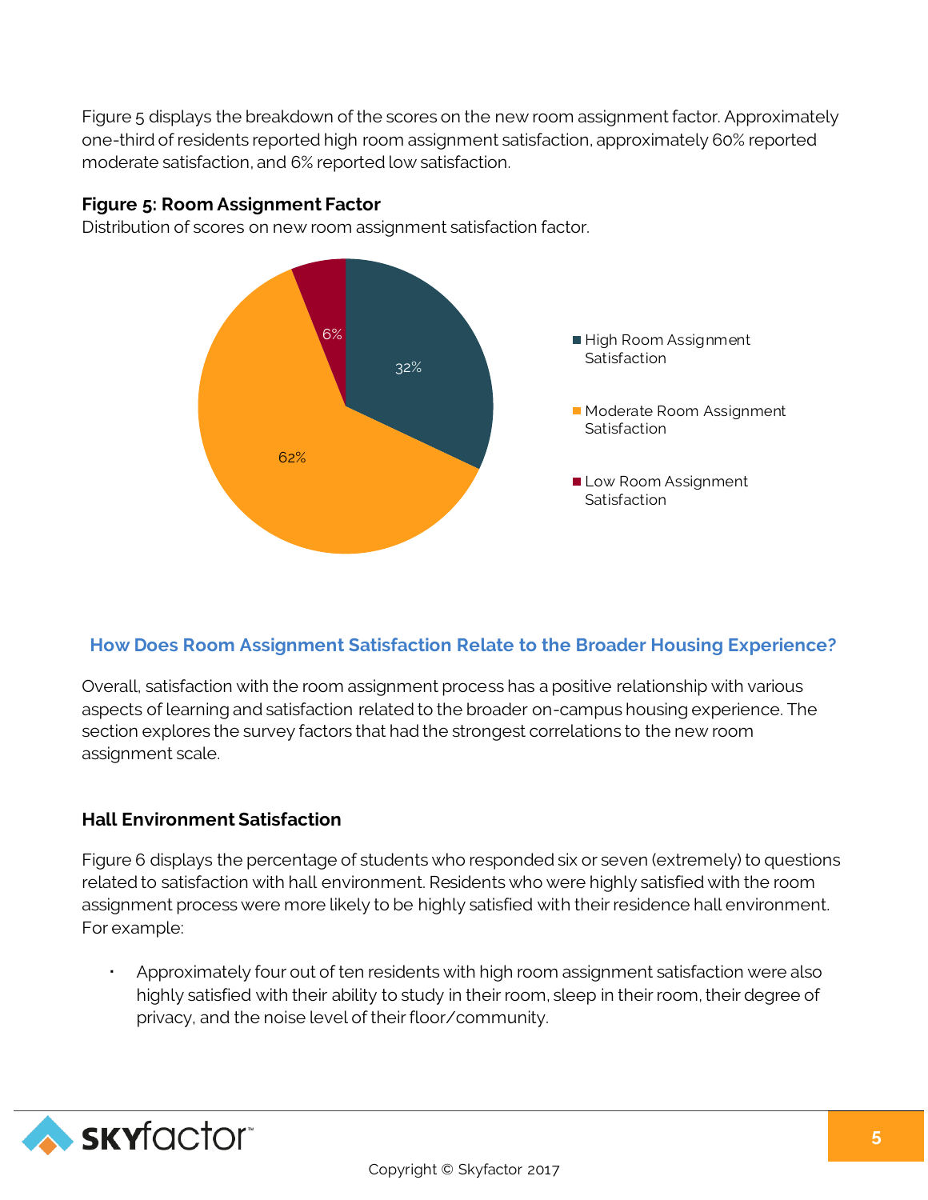Figure 5 displays the breakdown of the scores on the new room assignment factor. Approximately one-third of residents reported high room assignment satisfaction, approximately 60% reported moderate satisfaction, and 6% reported low satisfaction.

**Figure 5: Room Assignment Factor**

Distribution of scores on new room assignment satisfaction factor.

| Category | Percentage |
|---|---|
| High Room Assignment Satisfaction | 32% |
| Moderate Room Assignment Satisfaction | 62% |
| Low Room Assignment Satisfaction | 6% |

## How Does Room Assignment Satisfaction Relate to the Broader Housing Experience?

Overall, satisfaction with the room assignment process has a positive relationship with various aspects of learning and satisfaction related to the broader on-campus housing experience. The section explores the survey factors that had the strongest correlations to the new room assignment scale.

### Hall Environment Satisfaction

Figure 6 displays the percentage of students who responded six or seven (extremely) to questions related to satisfaction with hall environment. Residents who were highly satisfied with the room assignment process were more likely to be highly satisfied with their residence hall environment. For example:

- Approximately four out of ten residents with high room assignment satisfaction were also highly satisfied with their ability to study in their room, sleep in their room, their degree of privacy, and the noise level of their floor/community.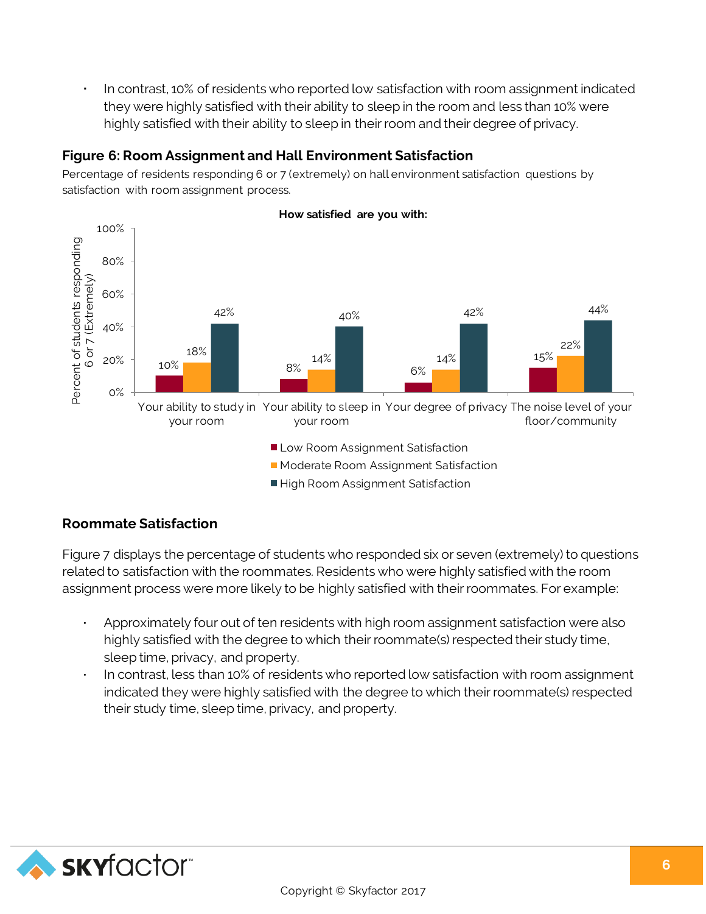- In contrast, 10% of residents who reported low satisfaction with room assignment indicated they were highly satisfied with their ability to sleep in the room and less than 10% were highly satisfied with their ability to sleep in their room and their degree of privacy.

### Figure 6: Room Assignment and Hall Environment Satisfaction

Percentage of residents responding 6 or 7 (extremely) on hall environment satisfaction questions by satisfaction with room assignment process.

How satisfied are you with:

| | Low Room Assignment Satisfaction | Moderate Room Assignment Satisfaction | High Room Assignment Satisfaction |
|---|---|---|---|
| Your ability to study in your room | 10% | 18% | 42% |
| Your ability to sleep in your room | 8% | 14% | 40% |
| Your degree of privacy | 6% | 14% | 42% |
| The noise level of your floor/community | 15% | 22% | 44% |

## Roommate Satisfaction

Figure 7 displays the percentage of students who responded six or seven (extremely) to questions related to satisfaction with the roommates. Residents who were highly satisfied with the room assignment process were more likely to be highly satisfied with their roommates. For example:

- Approximately four out of ten residents with high room assignment satisfaction were also highly satisfied with the degree to which their roommate(s) respected their study time, sleep time, privacy, and property.
- In contrast, less than 10% of residents who reported low satisfaction with room assignment indicated they were highly satisfied with the degree to which their roommate(s) respected their study time, sleep time, privacy, and property.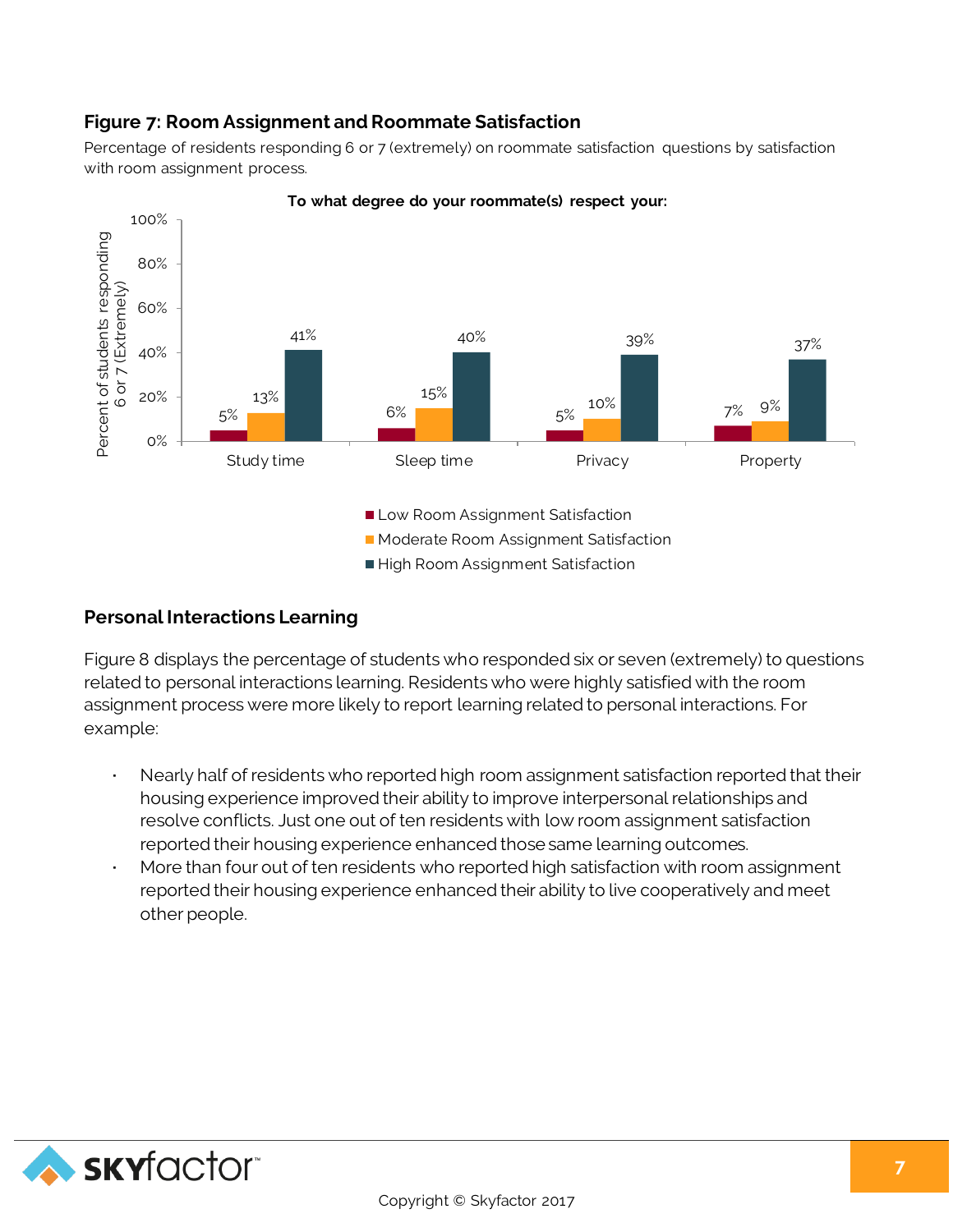### Figure 7: Room Assignment and Roommate Satisfaction

Percentage of residents responding 6 or 7 (extremely) on roommate satisfaction questions by satisfaction with room assignment process.

**To what degree do your roommate(s) respect your:**

| | Low Room Assignment Satisfaction | Moderate Room Assignment Satisfaction | High Room Assignment Satisfaction |
|---|---|---|---|
| Study time | 5% | 13% | 41% |
| Sleep time | 6% | 15% | 40% |
| Privacy | 5% | 10% | 39% |
| Property | 7% | 9% | 37% |

## Personal Interactions Learning

Figure 8 displays the percentage of students who responded six or seven (extremely) to questions related to personal interactions learning. Residents who were highly satisfied with the room assignment process were more likely to report learning related to personal interactions. For example:

- Nearly half of residents who reported high room assignment satisfaction reported that their housing experience improved their ability to improve interpersonal relationships and resolve conflicts. Just one out of ten residents with low room assignment satisfaction reported their housing experience enhanced those same learning outcomes.
- More than four out of ten residents who reported high satisfaction with room assignment reported their housing experience enhanced their ability to live cooperatively and meet other people.

Copyright © Skyfactor 2017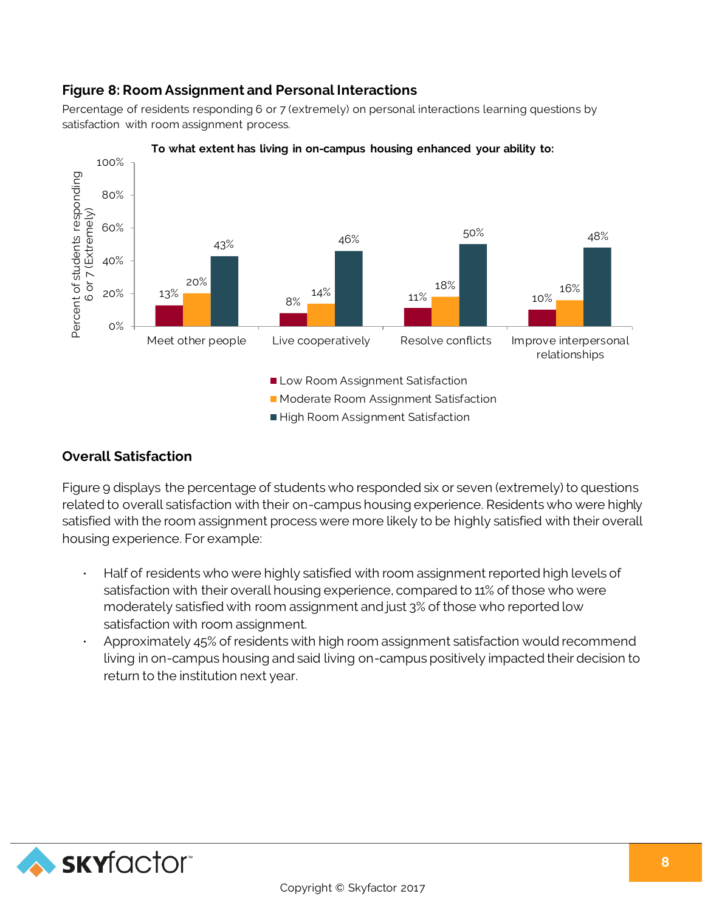### Figure 8: Room Assignment and Personal Interactions

Percentage of residents responding 6 or 7 (extremely) on personal interactions learning questions by satisfaction with room assignment process.

**To what extent has living in on-campus housing enhanced your ability to:**

| | Low Room Assignment Satisfaction | Moderate Room Assignment Satisfaction | High Room Assignment Satisfaction |
|---|---|---|---|
| Meet other people | 13% | 20% | 43% |
| Live cooperatively | 8% | 14% | 46% |
| Resolve conflicts | 11% | 18% | 50% |
| Improve interpersonal relationships | 10% | 16% | 48% |

## Overall Satisfaction

Figure 9 displays the percentage of students who responded six or seven (extremely) to questions related to overall satisfaction with their on-campus housing experience. Residents who were highly satisfied with the room assignment process were more likely to be highly satisfied with their overall housing experience. For example:

- Half of residents who were highly satisfied with room assignment reported high levels of satisfaction with their overall housing experience, compared to 11% of those who were moderately satisfied with room assignment and just 3% of those who reported low satisfaction with room assignment.
- Approximately 45% of residents with high room assignment satisfaction would recommend living in on-campus housing and said living on-campus positively impacted their decision to return to the institution next year.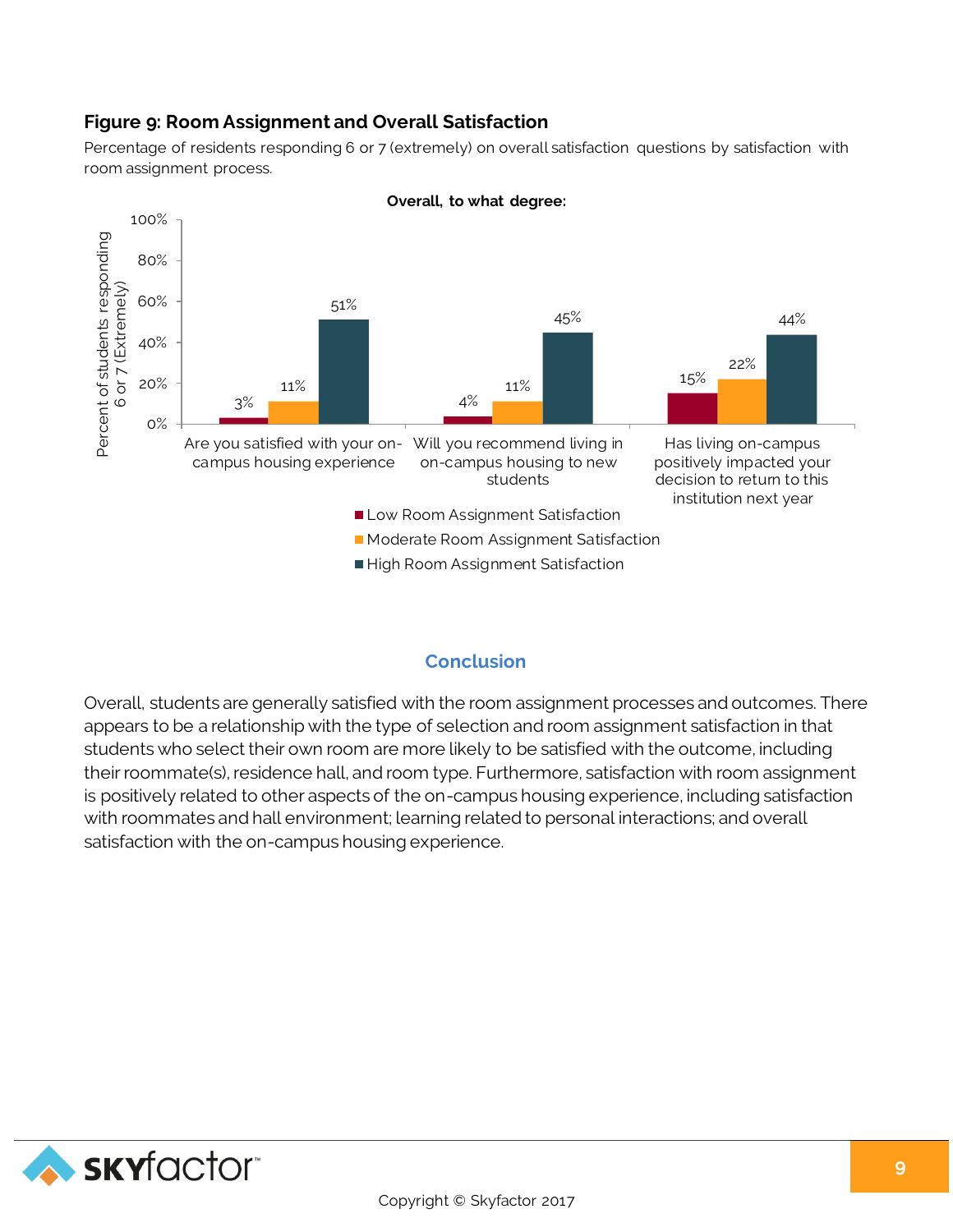### Figure 9: Room Assignment and Overall Satisfaction

Percentage of residents responding 6 or 7 (extremely) on overall satisfaction questions by satisfaction with room assignment process.

**Overall, to what degree:**

| | Low Room Assignment Satisfaction | Moderate Room Assignment Satisfaction | High Room Assignment Satisfaction |
|---|---|---|---|
| Are you satisfied with your on-campus housing experience | 3% | 11% | 51% |
| Will you recommend living in on-campus housing to new students | 4% | 11% | 45% |
| Has living on-campus positively impacted your decision to return to this institution next year | 15% | 22% | 44% |

## Conclusion

Overall, students are generally satisfied with the room assignment processes and outcomes. There appears to be a relationship with the type of selection and room assignment satisfaction in that students who select their own room are more likely to be satisfied with the outcome, including their roommate(s), residence hall, and room type. Furthermore, satisfaction with room assignment is positively related to other aspects of the on-campus housing experience, including satisfaction with roommates and hall environment; learning related to personal interactions; and overall satisfaction with the on-campus housing experience.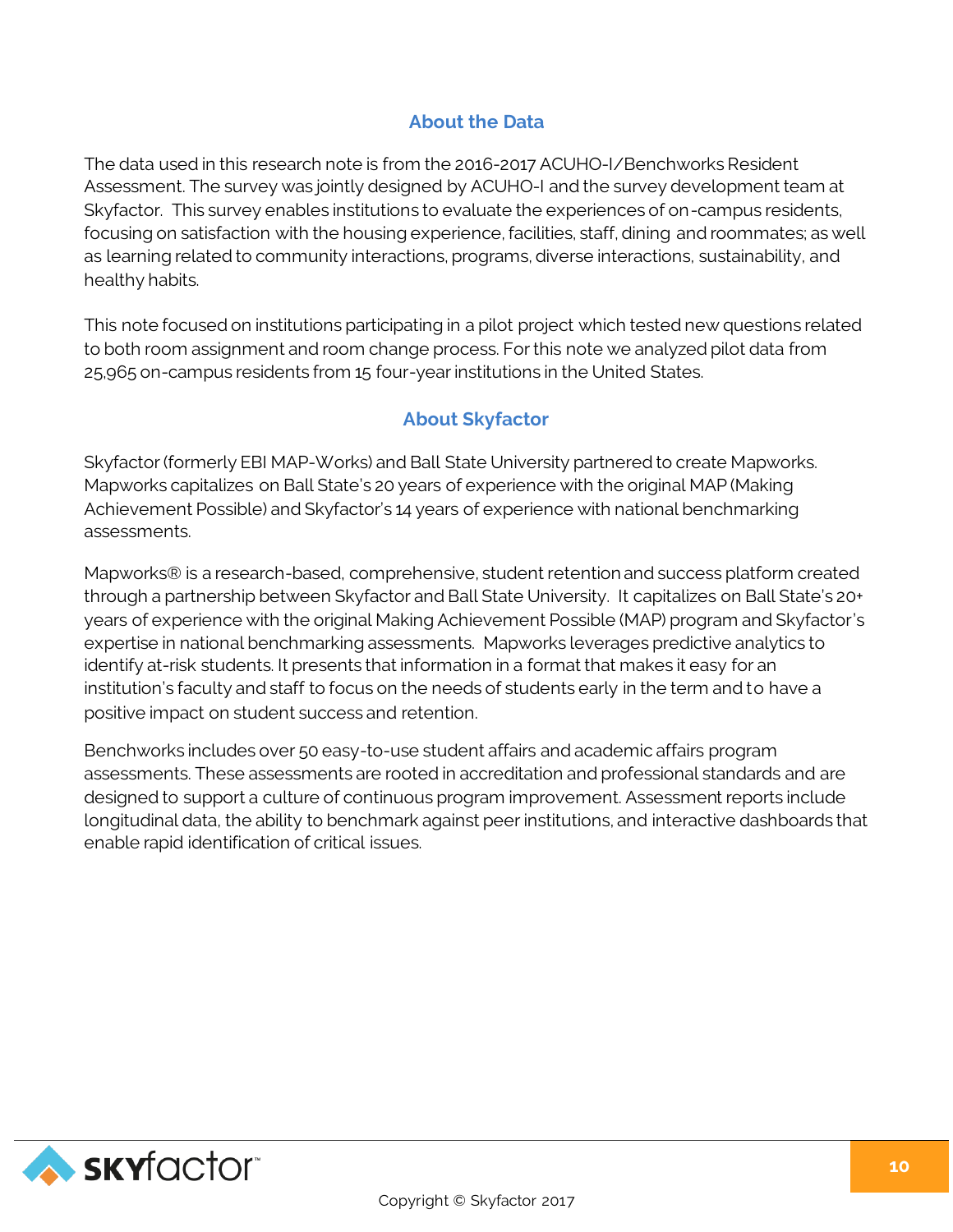## About the Data

The data used in this research note is from the 2016-2017 ACUHO-I/Benchworks Resident Assessment. The survey was jointly designed by ACUHO-I and the survey development team at Skyfactor. This survey enables institutions to evaluate the experiences of on-campus residents, focusing on satisfaction with the housing experience, facilities, staff, dining and roommates; as well as learning related to community interactions, programs, diverse interactions, sustainability, and healthy habits.

This note focused on institutions participating in a pilot project which tested new questions related to both room assignment and room change process. For this note we analyzed pilot data from 25,965 on-campus residents from 15 four-year institutions in the United States.

## About Skyfactor

Skyfactor (formerly EBI MAP-Works) and Ball State University partnered to create Mapworks. Mapworks capitalizes on Ball State's 20 years of experience with the original MAP (Making Achievement Possible) and Skyfactor's 14 years of experience with national benchmarking assessments.

Mapworks® is a research-based, comprehensive, student retention and success platform created through a partnership between Skyfactor and Ball State University. It capitalizes on Ball State's 20+ years of experience with the original Making Achievement Possible (MAP) program and Skyfactor's expertise in national benchmarking assessments. Mapworks leverages predictive analytics to identify at-risk students. It presents that information in a format that makes it easy for an institution's faculty and staff to focus on the needs of students early in the term and to have a positive impact on student success and retention.

Benchworks includes over 50 easy-to-use student affairs and academic affairs program assessments. These assessments are rooted in accreditation and professional standards and are designed to support a culture of continuous program improvement. Assessment reports include longitudinal data, the ability to benchmark against peer institutions, and interactive dashboards that enable rapid identification of critical issues.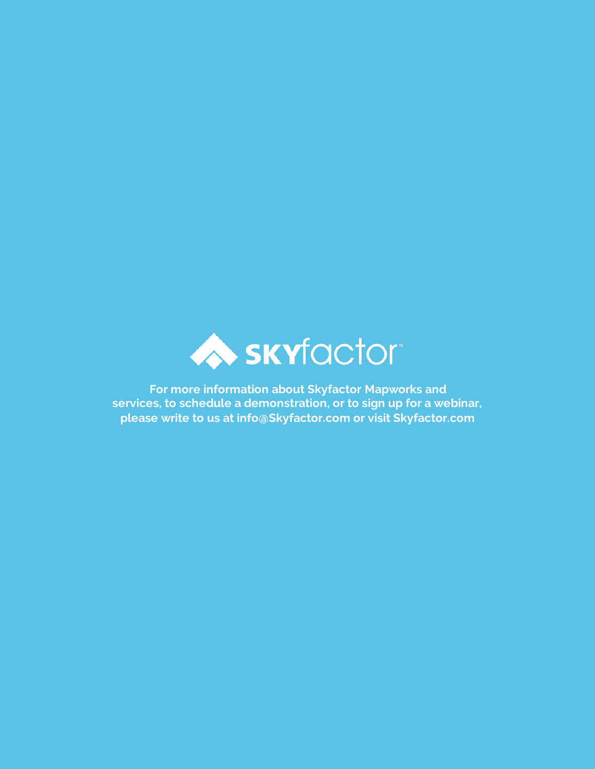**SKYfactor**™

**For more information about Skyfactor Mapworks and services, to schedule a demonstration, or to sign up for a webinar, please write to us at info@Skyfactor.com or visit Skyfactor.com**